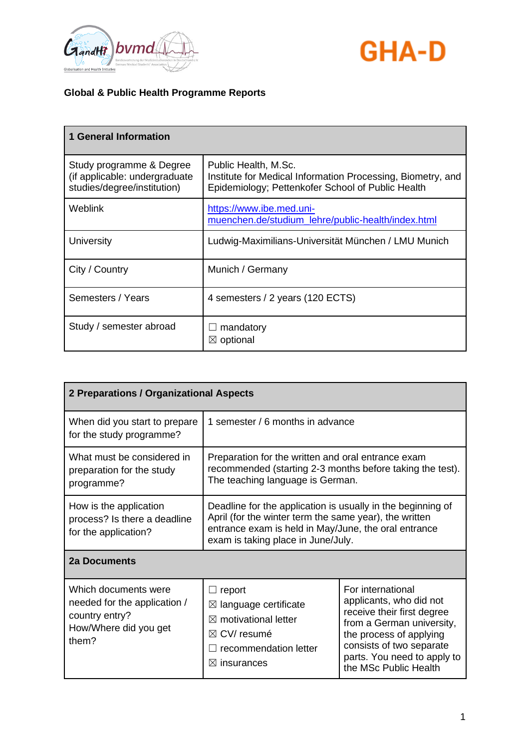**Global & Public Health Programme Reports**

| 1 General Information | |
|---|---|
| Study programme & Degree (if applicable: undergraduate studies/degree/institution) | Public Health, M.Sc. Institute for Medical Information Processing, Biometry, and Epidemiology; Pettenkofer School of Public Health |
| Weblink | [https://www.ibe.med.uni-muenchen.de/studium_lehre/public-health/index.html](https://www.ibe.med.uni-muenchen.de/studium_lehre/public-health/index.html) |
| University | Ludwig-Maximilians-Universität München / LMU Munich |
| City / Country | Munich / Germany |
| Semesters / Years | 4 semesters / 2 years (120 ECTS) |
| Study / semester abroad | ☐ mandatory<br>☒ optional |

| 2 Preparations / Organizational Aspects | | |
|---|---|---|
| When did you start to prepare for the study programme? | 1 semester / 6 months in advance | |
| What must be considered in preparation for the study programme? | Preparation for the written and oral entrance exam recommended (starting 2-3 months before taking the test). The teaching language is German. | |
| How is the application process? Is there a deadline for the application? | Deadline for the application is usually in the beginning of April (for the winter term the same year), the written entrance exam is held in May/June, the oral entrance exam is taking place in June/July. | |
| **2a Documents** | | |
| Which documents were needed for the application / country entry? How/Where did you get them? | ☐ report<br>☒ language certificate<br>☒ motivational letter<br>☒ CV/ resumé<br>☐ recommendation letter<br>☒ insurances | For international applicants, who did not receive their first degree from a German university, the process of applying consists of two separate parts. You need to apply to the MSc Public Health |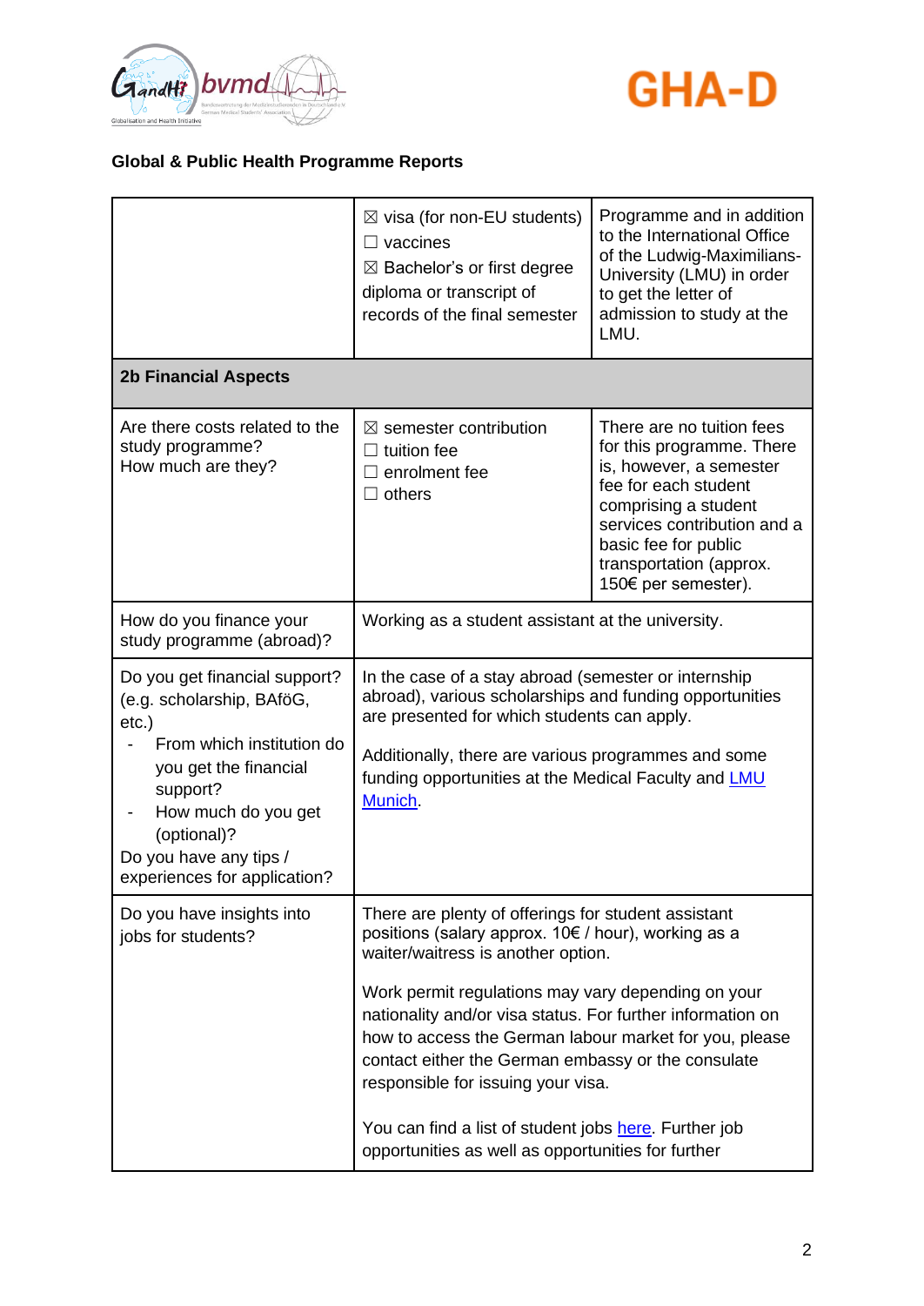## Global & Public Health Programme Reports

| | | |
|---|---|---|
| | ☒ visa (for non-EU students)<br>☐ vaccines<br>☒ Bachelor's or first degree diploma or transcript of records of the final semester | Programme and in addition to the International Office of the Ludwig-Maximilians-University (LMU) in order to get the letter of admission to study at the LMU. |
| **2b Financial Aspects** | | |
| Are there costs related to the study programme?<br>How much are they? | ☒ semester contribution<br>☐ tuition fee<br>☐ enrolment fee<br>☐ others | There are no tuition fees for this programme. There is, however, a semester fee for each student comprising a student services contribution and a basic fee for public transportation (approx. 150€ per semester). |
| How do you finance your study programme (abroad)? | Working as a student assistant at the university. | |
| Do you get financial support? (e.g. scholarship, BAföG, etc.)<br>- From which institution do you get the financial support?<br>- How much do you get (optional)?<br>Do you have any tips / experiences for application? | In the case of a stay abroad (semester or internship abroad), various scholarships and funding opportunities are presented for which students can apply.<br><br>Additionally, there are various programmes and some funding opportunities at the Medical Faculty and [LMU Munich](). | |
| Do you have insights into jobs for students? | There are plenty of offerings for student assistant positions (salary approx. 10€ / hour), working as a waiter/waitress is another option.<br><br>Work permit regulations may vary depending on your nationality and/or visa status. For further information on how to access the German labour market for you, please contact either the German embassy or the consulate responsible for issuing your visa.<br><br>You can find a list of student jobs [here](). Further job opportunities as well as opportunities for further | |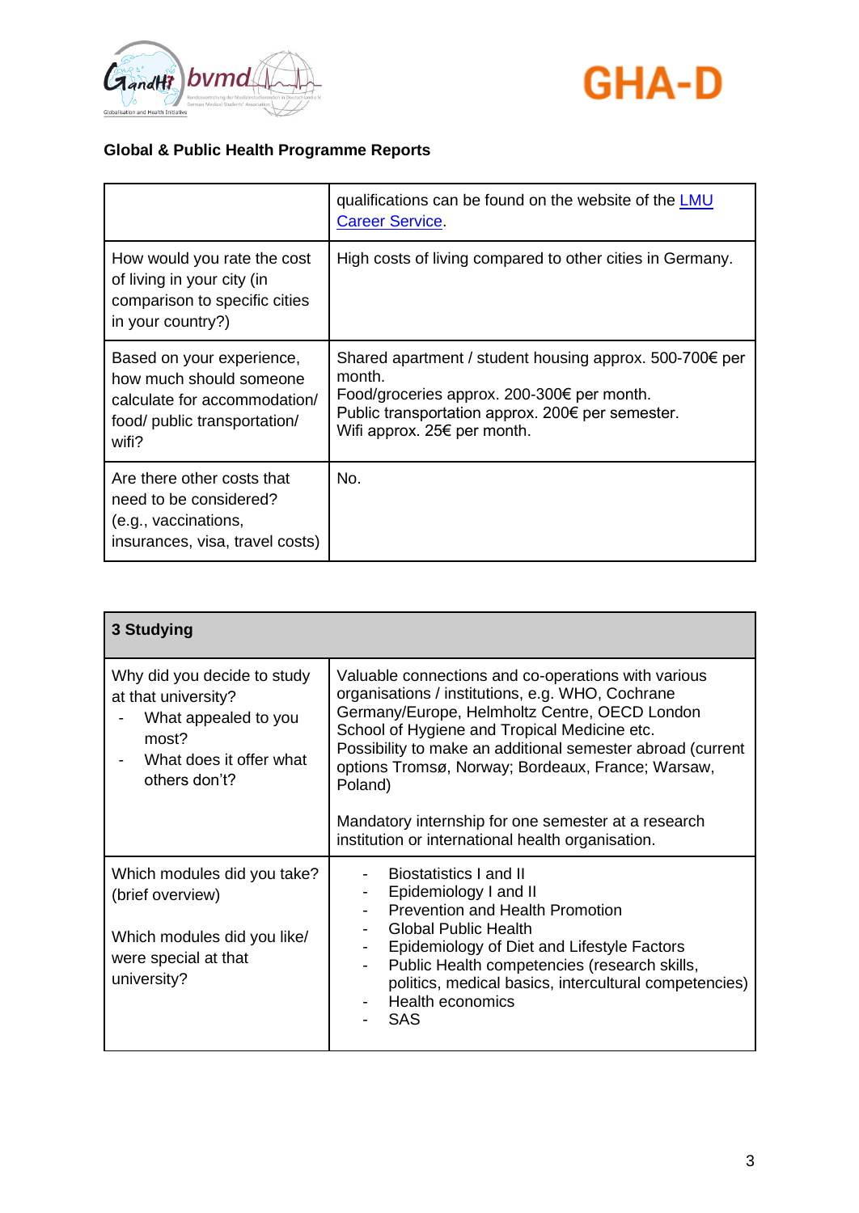**Global & Public Health Programme Reports**

| | |
|---|---|
| | qualifications can be found on the website of the [LMU Career Service](). |
| How would you rate the cost of living in your city (in comparison to specific cities in your country?) | High costs of living compared to other cities in Germany. |
| Based on your experience, how much should someone calculate for accommodation/ food/ public transportation/ wifi? | Shared apartment / student housing approx. 500-700€ per month.<br>Food/groceries approx. 200-300€ per month.<br>Public transportation approx. 200€ per semester.<br>Wifi approx. 25€ per month. |
| Are there other costs that need to be considered? (e.g., vaccinations, insurances, visa, travel costs) | No. |

| **3 Studying** | |
|---|---|
| Why did you decide to study at that university?<br>- What appealed to you most?<br>- What does it offer what others don't? | Valuable connections and co-operations with various organisations / institutions, e.g. WHO, Cochrane Germany/Europe, Helmholtz Centre, OECD London School of Hygiene and Tropical Medicine etc.<br>Possibility to make an additional semester abroad (current options Tromsø, Norway; Bordeaux, France; Warsaw, Poland)<br><br>Mandatory internship for one semester at a research institution or international health organisation. |
| Which modules did you take? (brief overview)<br><br>Which modules did you like/ were special at that university? | - Biostatistics I and II<br>- Epidemiology I and II<br>- Prevention and Health Promotion<br>- Global Public Health<br>- Epidemiology of Diet and Lifestyle Factors<br>- Public Health competencies (research skills, politics, medical basics, intercultural competencies)<br>- Health economics<br>- SAS |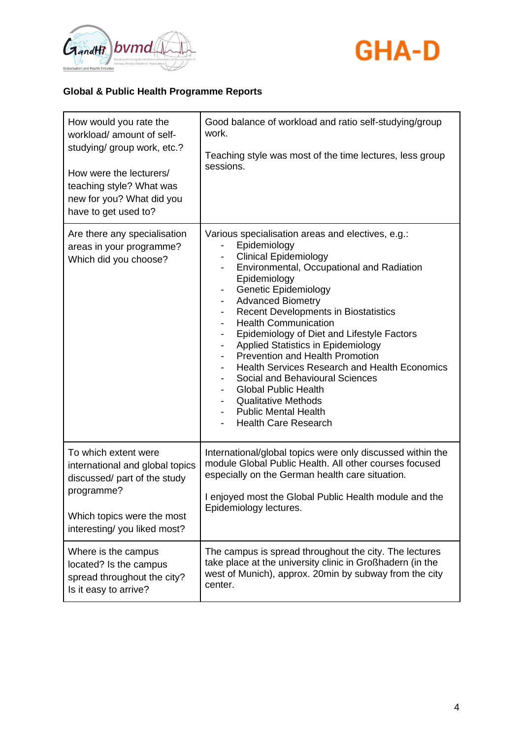**Global & Public Health Programme Reports**

| | |
|---|---|
| How would you rate the workload/ amount of self-studying/ group work, etc.?<br><br>How were the lecturers/ teaching style? What was new for you? What did you have to get used to? | Good balance of workload and ratio self-studying/group work.<br><br>Teaching style was most of the time lectures, less group sessions. |
| Are there any specialisation areas in your programme? Which did you choose? | Various specialisation areas and electives, e.g.:<br>- Epidemiology<br>- Clinical Epidemiology<br>- Environmental, Occupational and Radiation Epidemiology<br>- Genetic Epidemiology<br>- Advanced Biometry<br>- Recent Developments in Biostatistics<br>- Health Communication<br>- Epidemiology of Diet and Lifestyle Factors<br>- Applied Statistics in Epidemiology<br>- Prevention and Health Promotion<br>- Health Services Research and Health Economics<br>- Social and Behavioural Sciences<br>- Global Public Health<br>- Qualitative Methods<br>- Public Mental Health<br>- Health Care Research |
| To which extent were international and global topics discussed/ part of the study programme?<br><br>Which topics were the most interesting/ you liked most? | International/global topics were only discussed within the module Global Public Health. All other courses focused especially on the German health care situation.<br><br>I enjoyed most the Global Public Health module and the Epidemiology lectures. |
| Where is the campus located? Is the campus spread throughout the city? Is it easy to arrive? | The campus is spread throughout the city. The lectures take place at the university clinic in Großhadern (in the west of Munich), approx. 20min by subway from the city center. |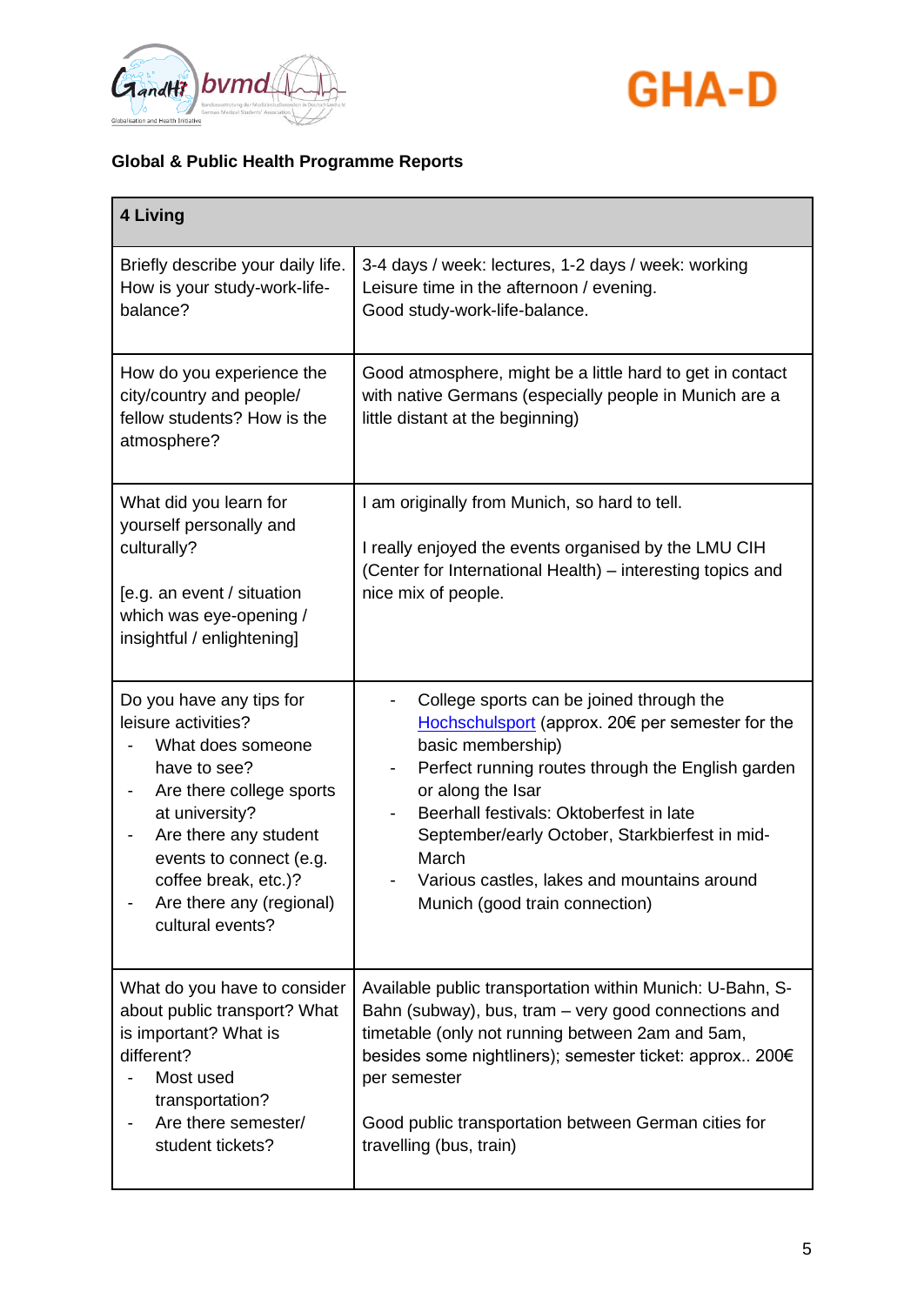**Global & Public Health Programme Reports**

| 4 Living | |
|---|---|
| Briefly describe your daily life. How is your study-work-life-balance? | 3-4 days / week: lectures, 1-2 days / week: working<br>Leisure time in the afternoon / evening.<br>Good study-work-life-balance. |
| How do you experience the city/country and people/ fellow students? How is the atmosphere? | Good atmosphere, might be a little hard to get in contact with native Germans (especially people in Munich are a little distant at the beginning) |
| What did you learn for yourself personally and culturally?<br><br>[e.g. an event / situation which was eye-opening / insightful / enlightening] | I am originally from Munich, so hard to tell.<br><br>I really enjoyed the events organised by the LMU CIH (Center for International Health) – interesting topics and nice mix of people. |
| Do you have any tips for leisure activities?<br>- What does someone have to see?<br>- Are there college sports at university?<br>- Are there any student events to connect (e.g. coffee break, etc.)?<br>- Are there any (regional) cultural events? | - College sports can be joined through the Hochschulsport (approx. 20€ per semester for the basic membership)<br>- Perfect running routes through the English garden or along the Isar<br>- Beerhall festivals: Oktoberfest in late September/early October, Starkbierfest in mid-March<br>- Various castles, lakes and mountains around Munich (good train connection) |
| What do you have to consider about public transport? What is important? What is different?<br>- Most used transportation?<br>- Are there semester/ student tickets? | Available public transportation within Munich: U-Bahn, S-Bahn (subway), bus, tram – very good connections and timetable (only not running between 2am and 5am, besides some nightliners); semester ticket: approx.. 200€ per semester<br><br>Good public transportation between German cities for travelling (bus, train) |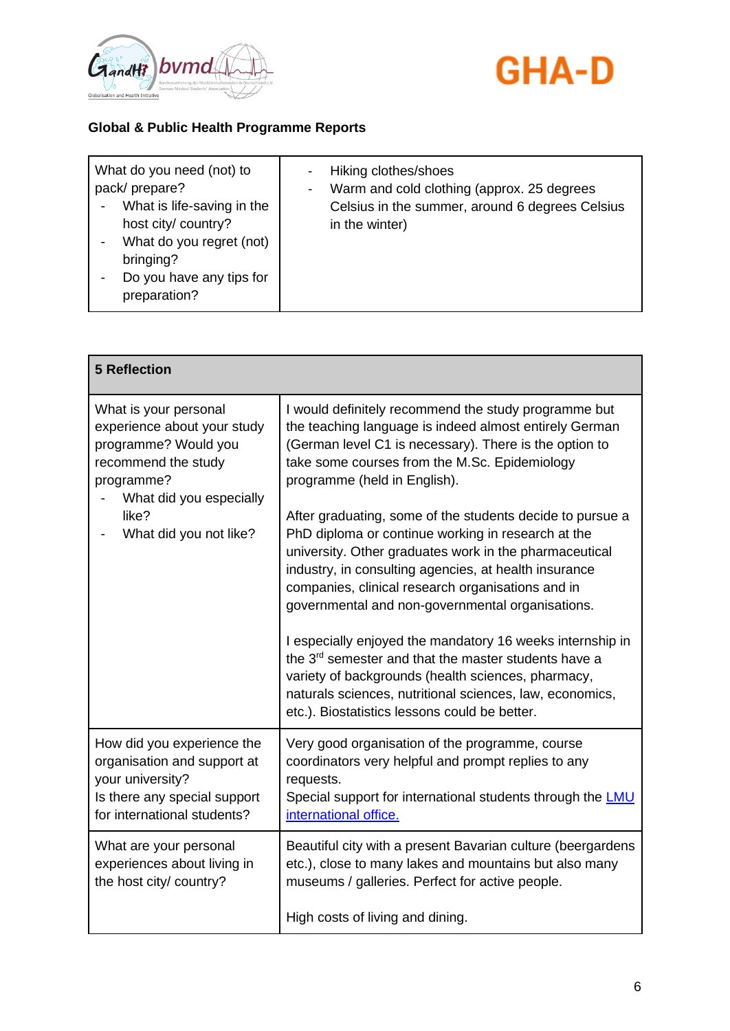**Global & Public Health Programme Reports**

| What do you need (not) to pack/ prepare?<br>- What is life-saving in the host city/ country?<br>- What do you regret (not) bringing?<br>- Do you have any tips for preparation? | - Hiking clothes/shoes<br>- Warm and cold clothing (approx. 25 degrees Celsius in the summer, around 6 degrees Celsius in the winter) |
|---|---|

| **5 Reflection** | |
|---|---|
| What is your personal experience about your study programme? Would you recommend the study programme?<br>- What did you especially like?<br>- What did you not like? | I would definitely recommend the study programme but the teaching language is indeed almost entirely German (German level C1 is necessary). There is the option to take some courses from the M.Sc. Epidemiology programme (held in English).<br><br>After graduating, some of the students decide to pursue a PhD diploma or continue working in research at the university. Other graduates work in the pharmaceutical industry, in consulting agencies, at health insurance companies, clinical research organisations and in governmental and non-governmental organisations.<br><br>I especially enjoyed the mandatory 16 weeks internship in the 3rd semester and that the master students have a variety of backgrounds (health sciences, pharmacy, naturals sciences, nutritional sciences, law, economics, etc.). Biostatistics lessons could be better. |
| How did you experience the organisation and support at your university?<br>Is there any special support for international students? | Very good organisation of the programme, course coordinators very helpful and prompt replies to any requests.<br>Special support for international students through the LMU international office. |
| What are your personal experiences about living in the host city/ country? | Beautiful city with a present Bavarian culture (beergardens etc.), close to many lakes and mountains but also many museums / galleries. Perfect for active people.<br><br>High costs of living and dining. |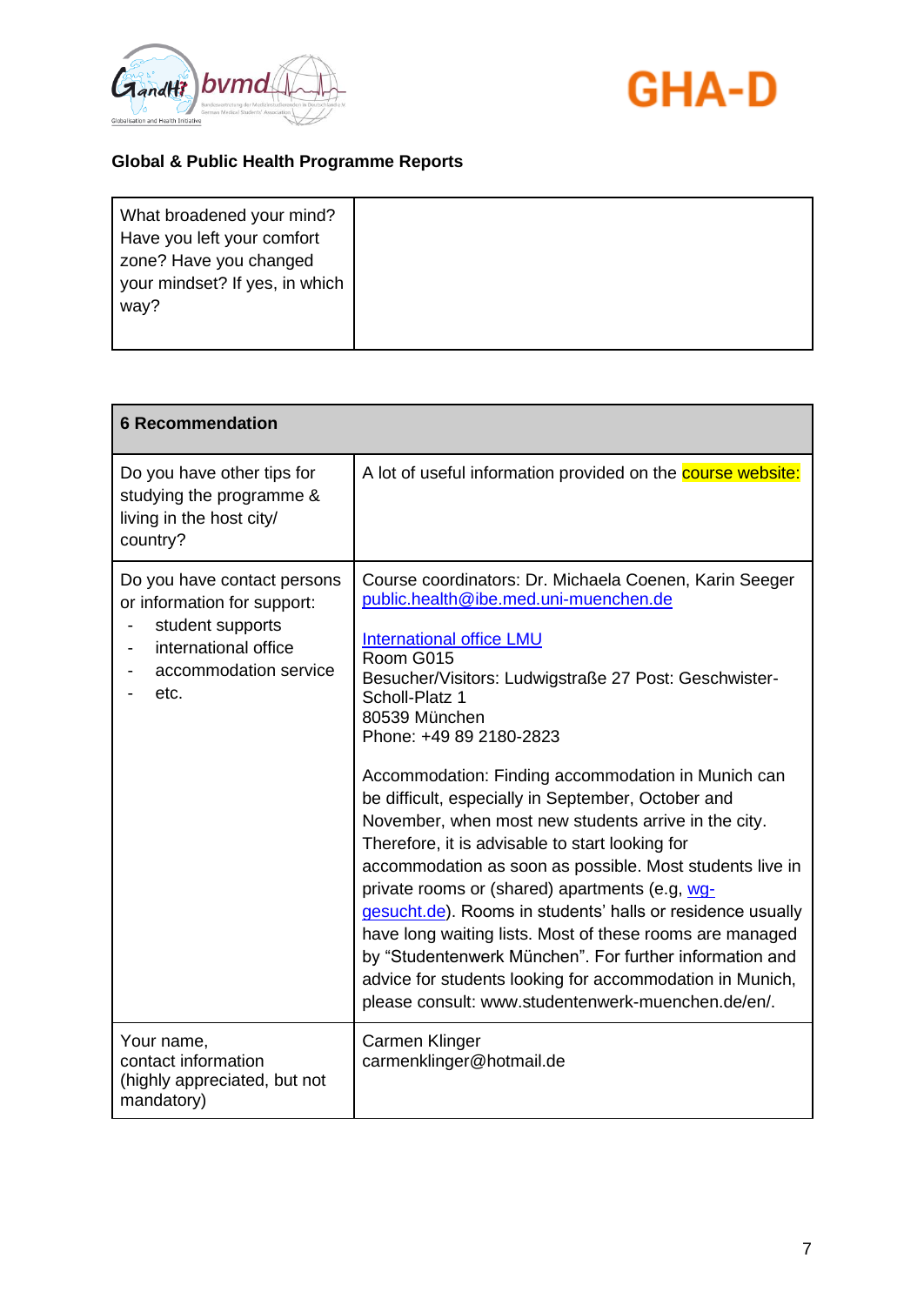**Global & Public Health Programme Reports**

| | |
|---|---|
| What broadened your mind? Have you left your comfort zone? Have you changed your mindset? If yes, in which way? | |

| **6 Recommendation** | |
|---|---|
| Do you have other tips for studying the programme & living in the host city/ country? | A lot of useful information provided on the course website: |
| Do you have contact persons or information for support:<br>- student supports<br>- international office<br>- accommodation service<br>- etc. | Course coordinators: Dr. Michaela Coenen, Karin Seeger<br>public.health@ibe.med.uni-muenchen.de<br><br>International office LMU<br>Room G015<br>Besucher/Visitors: Ludwigstraße 27 Post: Geschwister-Scholl-Platz 1<br>80539 München<br>Phone: +49 89 2180-2823<br><br>Accommodation: Finding accommodation in Munich can be difficult, especially in September, October and November, when most new students arrive in the city. Therefore, it is advisable to start looking for accommodation as soon as possible. Most students live in private rooms or (shared) apartments (e.g, wg-gesucht.de). Rooms in students' halls or residence usually have long waiting lists. Most of these rooms are managed by "Studentenwerk München". For further information and advice for students looking for accommodation in Munich, please consult: www.studentenwerk-muenchen.de/en/. |
| Your name, contact information (highly appreciated, but not mandatory) | Carmen Klinger<br>carmenklinger@hotmail.de |